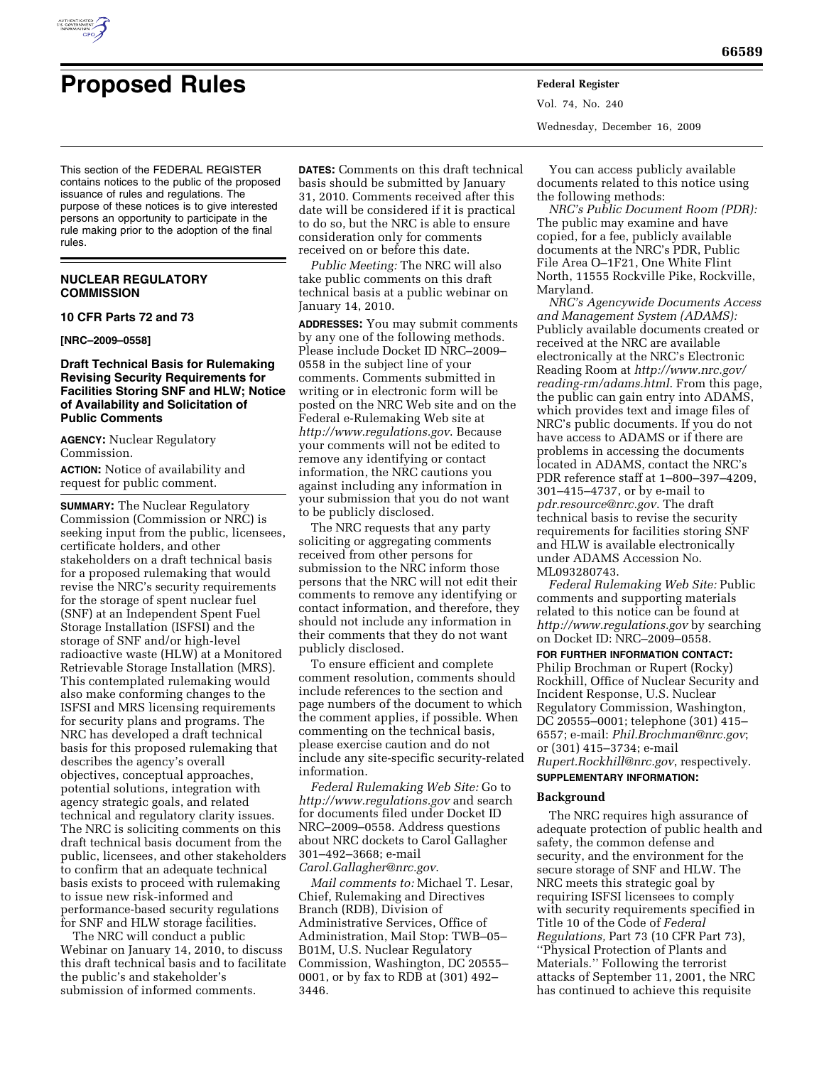# Proposed Rules

This section of the FEDERAL REGISTER contains notices to the public of the proposed issuance of rules and regulations. The purpose of these notices is to give interested persons an opportunity to participate in the rule making prior to the adoption of the final rules.

## NUCLEAR REGULATORY COMMISSION

### 10 CFR Parts 72 and 73

**[NRC–2009–0558]**

### Draft Technical Basis for Rulemaking Revising Security Requirements for Facilities Storing SNF and HLW; Notice of Availability and Solicitation of Public Comments

**AGENCY:** Nuclear Regulatory Commission.

**ACTION:** Notice of availability and request for public comment.

**SUMMARY:** The Nuclear Regulatory Commission (Commission or NRC) is seeking input from the public, licensees, certificate holders, and other stakeholders on a draft technical basis for a proposed rulemaking that would revise the NRC's security requirements for the storage of spent nuclear fuel (SNF) at an Independent Spent Fuel Storage Installation (ISFSI) and the storage of SNF and/or high-level radioactive waste (HLW) at a Monitored Retrievable Storage Installation (MRS). This contemplated rulemaking would also make conforming changes to the ISFSI and MRS licensing requirements for security plans and programs. The NRC has developed a draft technical basis for this proposed rulemaking that describes the agency's overall objectives, conceptual approaches, potential solutions, integration with agency strategic goals, and related technical and regulatory clarity issues. The NRC is soliciting comments on this draft technical basis document from the public, licensees, and other stakeholders to confirm that an adequate technical basis exists to proceed with rulemaking to issue new risk-informed and performance-based security regulations for SNF and HLW storage facilities.

The NRC will conduct a public Webinar on January 14, 2010, to discuss this draft technical basis and to facilitate the public's and stakeholder's submission of informed comments.

**DATES:** Comments on this draft technical basis should be submitted by January 31, 2010. Comments received after this date will be considered if it is practical to do so, but the NRC is able to ensure consideration only for comments received on or before this date.

*Public Meeting:* The NRC will also take public comments on this draft technical basis at a public webinar on January 14, 2010.

**ADDRESSES:** You may submit comments by any one of the following methods. Please include Docket ID NRC–2009–0558 in the subject line of your comments. Comments submitted in writing or in electronic form will be posted on the NRC Web site and on the Federal e-Rulemaking Web site at *http://www.regulations.gov*. Because your comments will not be edited to remove any identifying or contact information, the NRC cautions you against including any information in your submission that you do not want to be publicly disclosed.

The NRC requests that any party soliciting or aggregating comments received from other persons for submission to the NRC inform those persons that the NRC will not edit their comments to remove any identifying or contact information, and therefore, they should not include any information in their comments that they do not want publicly disclosed.

To ensure efficient and complete comment resolution, comments should include references to the section and page numbers of the document to which the comment applies, if possible. When commenting on the technical basis, please exercise caution and do not include any site-specific security-related information.

*Federal Rulemaking Web Site:* Go to *http://www.regulations.gov* and search for documents filed under Docket ID NRC–2009–0558. Address questions about NRC dockets to Carol Gallagher 301–492–3668; e-mail *Carol.Gallagher@nrc.gov*.

*Mail comments to:* Michael T. Lesar, Chief, Rulemaking and Directives Branch (RDB), Division of Administrative Services, Office of Administration, Mail Stop: TWB–05–B01M, U.S. Nuclear Regulatory Commission, Washington, DC 20555–0001, or by fax to RDB at (301) 492–3446.

You can access publicly available documents related to this notice using the following methods:

*NRC's Public Document Room (PDR):* The public may examine and have copied, for a fee, publicly available documents at the NRC's PDR, Public File Area O–1F21, One White Flint North, 11555 Rockville Pike, Rockville, Maryland.

*NRC's Agencywide Documents Access and Management System (ADAMS):* Publicly available documents created or received at the NRC are available electronically at the NRC's Electronic Reading Room at *http://www.nrc.gov/reading-rm/adams.html*. From this page, the public can gain entry into ADAMS, which provides text and image files of NRC's public documents. If you do not have access to ADAMS or if there are problems in accessing the documents located in ADAMS, contact the NRC's PDR reference staff at 1–800–397–4209, 301–415–4737, or by e-mail to *pdr.resource@nrc.gov*. The draft technical basis to revise the security requirements for facilities storing SNF and HLW is available electronically under ADAMS Accession No. ML093280743.

*Federal Rulemaking Web Site:* Public comments and supporting materials related to this notice can be found at *http://www.regulations.gov* by searching on Docket ID: NRC–2009–0558.

**FOR FURTHER INFORMATION CONTACT:** Philip Brochman or Rupert (Rocky) Rockhill, Office of Nuclear Security and Incident Response, U.S. Nuclear Regulatory Commission, Washington, DC 20555–0001; telephone (301) 415–6557; e-mail: *Phil.Brochman@nrc.gov*; or (301) 415–3734; e-mail *Rupert.Rockhill@nrc.gov*, respectively.

**SUPPLEMENTARY INFORMATION:**

#### Background

The NRC requires high assurance of adequate protection of public health and safety, the common defense and security, and the environment for the secure storage of SNF and HLW. The NRC meets this strategic goal by requiring ISFSI licensees to comply with security requirements specified in Title 10 of the Code of *Federal Regulations,* Part 73 (10 CFR Part 73), ''Physical Protection of Plants and Materials.'' Following the terrorist attacks of September 11, 2001, the NRC has continued to achieve this requisite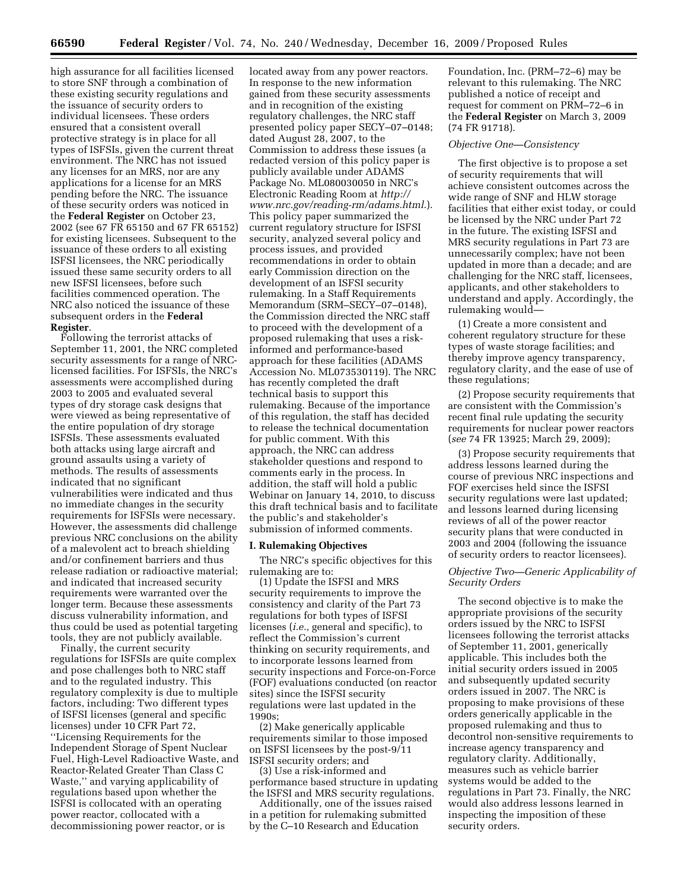high assurance for all facilities licensed to store SNF through a combination of these existing security regulations and the issuance of security orders to individual licensees. These orders ensured that a consistent overall protective strategy is in place for all types of ISFSIs, given the current threat environment. The NRC has not issued any licenses for an MRS, nor are any applications for a license for an MRS pending before the NRC. The issuance of these security orders was noticed in the **Federal Register** on October 23, 2002 (see 67 FR 65150 and 67 FR 65152) for existing licensees. Subsequent to the issuance of these orders to all existing ISFSI licensees, the NRC periodically issued these same security orders to all new ISFSI licensees, before such facilities commenced operation. The NRC also noticed the issuance of these subsequent orders in the **Federal Register**.

Following the terrorist attacks of September 11, 2001, the NRC completed security assessments for a range of NRC-licensed facilities. For ISFSIs, the NRC's assessments were accomplished during 2003 to 2005 and evaluated several types of dry storage cask designs that were viewed as being representative of the entire population of dry storage ISFSIs. These assessments evaluated both attacks using large aircraft and ground assaults using a variety of methods. The results of assessments indicated that no significant vulnerabilities were indicated and thus no immediate changes in the security requirements for ISFSIs were necessary. However, the assessments did challenge previous NRC conclusions on the ability of a malevolent act to breach shielding and/or confinement barriers and thus release radiation or radioactive material; and indicated that increased security requirements were warranted over the longer term. Because these assessments discuss vulnerability information, and thus could be used as potential targeting tools, they are not publicly available.

Finally, the current security regulations for ISFSIs are quite complex and pose challenges both to NRC staff and to the regulated industry. This regulatory complexity is due to multiple factors, including: Two different types of ISFSI licenses (general and specific licenses) under 10 CFR Part 72, ''Licensing Requirements for the Independent Storage of Spent Nuclear Fuel, High-Level Radioactive Waste, and Reactor-Related Greater Than Class C Waste,'' and varying applicability of regulations based upon whether the ISFSI is collocated with an operating power reactor, collocated with a decommissioning power reactor, or is located away from any power reactors. In response to the new information gained from these security assessments and in recognition of the existing regulatory challenges, the NRC staff presented policy paper SECY–07–0148; dated August 28, 2007, to the Commission to address these issues (a redacted version of this policy paper is publicly available under ADAMS Package No. ML080030050 in NRC's Electronic Reading Room at *http://www.nrc.gov/reading-rm/adams.html.*). This policy paper summarized the current regulatory structure for ISFSI security, analyzed several policy and process issues, and provided recommendations in order to obtain early Commission direction on the development of an ISFSI security rulemaking. In a Staff Requirements Memorandum (SRM–SECY–07–0148), the Commission directed the NRC staff to proceed with the development of a proposed rulemaking that uses a risk-informed and performance-based approach for these facilities (ADAMS Accession No. ML073530119). The NRC has recently completed the draft technical basis to support this rulemaking. Because of the importance of this regulation, the staff has decided to release the technical documentation for public comment. With this approach, the NRC can address stakeholder questions and respond to comments early in the process. In addition, the staff will hold a public Webinar on January 14, 2010, to discuss this draft technical basis and to facilitate the public's and stakeholder's submission of informed comments.

## I. Rulemaking Objectives

The NRC's specific objectives for this rulemaking are to:

(1) Update the ISFSI and MRS security requirements to improve the consistency and clarity of the Part 73 regulations for both types of ISFSI licenses (*i.e.,* general and specific), to reflect the Commission's current thinking on security requirements, and to incorporate lessons learned from security inspections and Force-on-Force (FOF) evaluations conducted (on reactor sites) since the ISFSI security regulations were last updated in the 1990s;

(2) Make generically applicable requirements similar to those imposed on ISFSI licensees by the post-9/11 ISFSI security orders; and

(3) Use a risk-informed and performance based structure in updating the ISFSI and MRS security regulations.

Additionally, one of the issues raised in a petition for rulemaking submitted by the C–10 Research and Education Foundation, Inc. (PRM–72–6) may be relevant to this rulemaking. The NRC published a notice of receipt and request for comment on PRM–72–6 in the **Federal Register** on March 3, 2009 (74 FR 91718).

### *Objective One—Consistency*

The first objective is to propose a set of security requirements that will achieve consistent outcomes across the wide range of SNF and HLW storage facilities that either exist today, or could be licensed by the NRC under Part 72 in the future. The existing ISFSI and MRS security regulations in Part 73 are unnecessarily complex; have not been updated in more than a decade; and are challenging for the NRC staff, licensees, applicants, and other stakeholders to understand and apply. Accordingly, the rulemaking would—

(1) Create a more consistent and coherent regulatory structure for these types of waste storage facilities; and thereby improve agency transparency, regulatory clarity, and the ease of use of these regulations;

(2) Propose security requirements that are consistent with the Commission's recent final rule updating the security requirements for nuclear power reactors (*see* 74 FR 13925; March 29, 2009);

(3) Propose security requirements that address lessons learned during the course of previous NRC inspections and FOF exercises held since the ISFSI security regulations were last updated; and lessons learned during licensing reviews of all of the power reactor security plans that were conducted in 2003 and 2004 (following the issuance of security orders to reactor licensees).

### *Objective Two—Generic Applicability of Security Orders*

The second objective is to make the appropriate provisions of the security orders issued by the NRC to ISFSI licensees following the terrorist attacks of September 11, 2001, generically applicable. This includes both the initial security orders issued in 2005 and subsequently updated security orders issued in 2007. The NRC is proposing to make provisions of these orders generically applicable in the proposed rulemaking and thus to decontrol non-sensitive requirements to increase agency transparency and regulatory clarity. Additionally, measures such as vehicle barrier systems would be added to the regulations in Part 73. Finally, the NRC would also address lessons learned in inspecting the imposition of these security orders.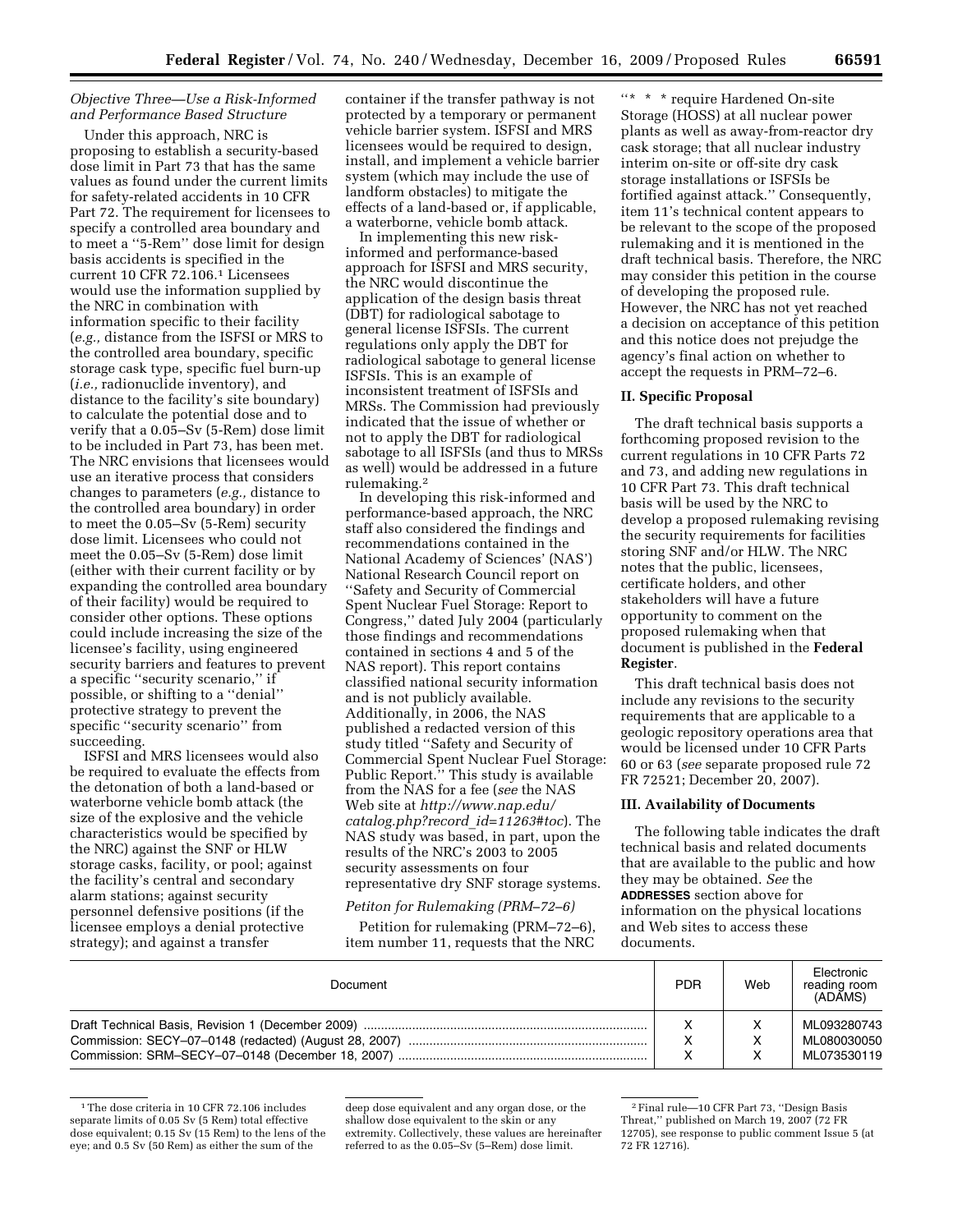*Objective Three—Use a Risk-Informed and Performance Based Structure*

Under this approach, NRC is proposing to establish a security-based dose limit in Part 73 that has the same values as found under the current limits for safety-related accidents in 10 CFR Part 72. The requirement for licensees to specify a controlled area boundary and to meet a ''5-Rem'' dose limit for design basis accidents is specified in the current 10 CFR 72.106.[1] Licensees would use the information supplied by the NRC in combination with information specific to their facility (*e.g.,* distance from the ISFSI or MRS to the controlled area boundary, specific storage cask type, specific fuel burn-up (*i.e.,* radionuclide inventory), and distance to the facility's site boundary) to calculate the potential dose and to verify that a 0.05–Sv (5-Rem) dose limit to be included in Part 73, has been met. The NRC envisions that licensees would use an iterative process that considers changes to parameters (*e.g.,* distance to the controlled area boundary) in order to meet the 0.05–Sv (5-Rem) security dose limit. Licensees who could not meet the 0.05–Sv (5-Rem) dose limit (either with their current facility or by expanding the controlled area boundary of their facility) would be required to consider other options. These options could include increasing the size of the licensee's facility, using engineered security barriers and features to prevent a specific ''security scenario,'' if possible, or shifting to a ''denial'' protective strategy to prevent the specific ''security scenario'' from succeeding.

ISFSI and MRS licensees would also be required to evaluate the effects from the detonation of both a land-based or waterborne vehicle bomb attack (the size of the explosive and the vehicle characteristics would be specified by the NRC) against the SNF or HLW storage casks, facility, or pool; against the facility's central and secondary alarm stations; against security personnel defensive positions (if the licensee employs a denial protective strategy); and against a transfer container if the transfer pathway is not protected by a temporary or permanent vehicle barrier system. ISFSI and MRS licensees would be required to design, install, and implement a vehicle barrier system (which may include the use of landform obstacles) to mitigate the effects of a land-based or, if applicable, a waterborne, vehicle bomb attack.

In implementing this new risk-informed and performance-based approach for ISFSI and MRS security, the NRC would discontinue the application of the design basis threat (DBT) for radiological sabotage to general license ISFSIs. The current regulations only apply the DBT for radiological sabotage to general license ISFSIs. This is an example of inconsistent treatment of ISFSIs and MRSs. The Commission had previously indicated that the issue of whether or not to apply the DBT for radiological sabotage to all ISFSIs (and thus to MRSs as well) would be addressed in a future rulemaking.[2]

In developing this risk-informed and performance-based approach, the NRC staff also considered the findings and recommendations contained in the National Academy of Sciences' (NAS') National Research Council report on ''Safety and Security of Commercial Spent Nuclear Fuel Storage: Report to Congress,'' dated July 2004 (particularly those findings and recommendations contained in sections 4 and 5 of the NAS report). This report contains classified national security information and is not publicly available. Additionally, in 2006, the NAS published a redacted version of this study titled ''Safety and Security of Commercial Spent Nuclear Fuel Storage: Public Report.'' This study is available from the NAS for a fee (*see* the NAS Web site at *http://www.nap.edu/catalog.php?record_id=11263#toc*). The NAS study was based, in part, upon the results of the NRC's 2003 to 2005 security assessments on four representative dry SNF storage systems.

*Petiton for Rulemaking (PRM–72–6)*

Petition for rulemaking (PRM–72–6), item number 11, requests that the NRC ''* * * require Hardened On-site Storage (HOSS) at all nuclear power plants as well as away-from-reactor dry cask storage; that all nuclear industry interim on-site or off-site dry cask storage installations or ISFSIs be fortified against attack.'' Consequently, item 11's technical content appears to be relevant to the scope of the proposed rulemaking and it is mentioned in the draft technical basis. Therefore, the NRC may consider this petition in the course of developing the proposed rule. However, the NRC has not yet reached a decision on acceptance of this petition and this notice does not prejudge the agency's final action on whether to accept the requests in PRM–72–6.

## II. Specific Proposal

The draft technical basis supports a forthcoming proposed revision to the current regulations in 10 CFR Parts 72 and 73, and adding new regulations in 10 CFR Part 73. This draft technical basis will be used by the NRC to develop a proposed rulemaking revising the security requirements for facilities storing SNF and/or HLW. The NRC notes that the public, licensees, certificate holders, and other stakeholders will have a future opportunity to comment on the proposed rulemaking when that document is published in the **Federal Register**.

This draft technical basis does not include any revisions to the security requirements that are applicable to a geologic repository operations area that would be licensed under 10 CFR Parts 60 or 63 (*see* separate proposed rule 72 FR 72521; December 20, 2007).

## III. Availability of Documents

The following table indicates the draft technical basis and related documents that are available to the public and how they may be obtained. *See* the **ADDRESSES** section above for information on the physical locations and Web sites to access these documents.

| Document | PDR | Web | Electronic reading room (ADAMS) |
|---|---|---|---|
| Draft Technical Basis, Revision 1 (December 2009) | X | X | ML093280743 |
| Commission: SECY–07–0148 (redacted) (August 28, 2007) | X | X | ML080030050 |
| Commission: SRM–SECY–07–0148 (December 18, 2007) | X | X | ML073530119 |

[1] The dose criteria in 10 CFR 72.106 includes separate limits of 0.05 Sv (5 Rem) total effective dose equivalent; 0.15 Sv (15 Rem) to the lens of the eye; and 0.5 Sv (50 Rem) as either the sum of the deep dose equivalent and any organ dose, or the shallow dose equivalent to the skin or any extremity. Collectively, these values are hereinafter referred to as the 0.05–Sv (5–Rem) dose limit.

[2] Final rule—10 CFR Part 73, ''Design Basis Threat,'' published on March 19, 2007 (72 FR 12705), see response to public comment Issue 5 (at 72 FR 12716).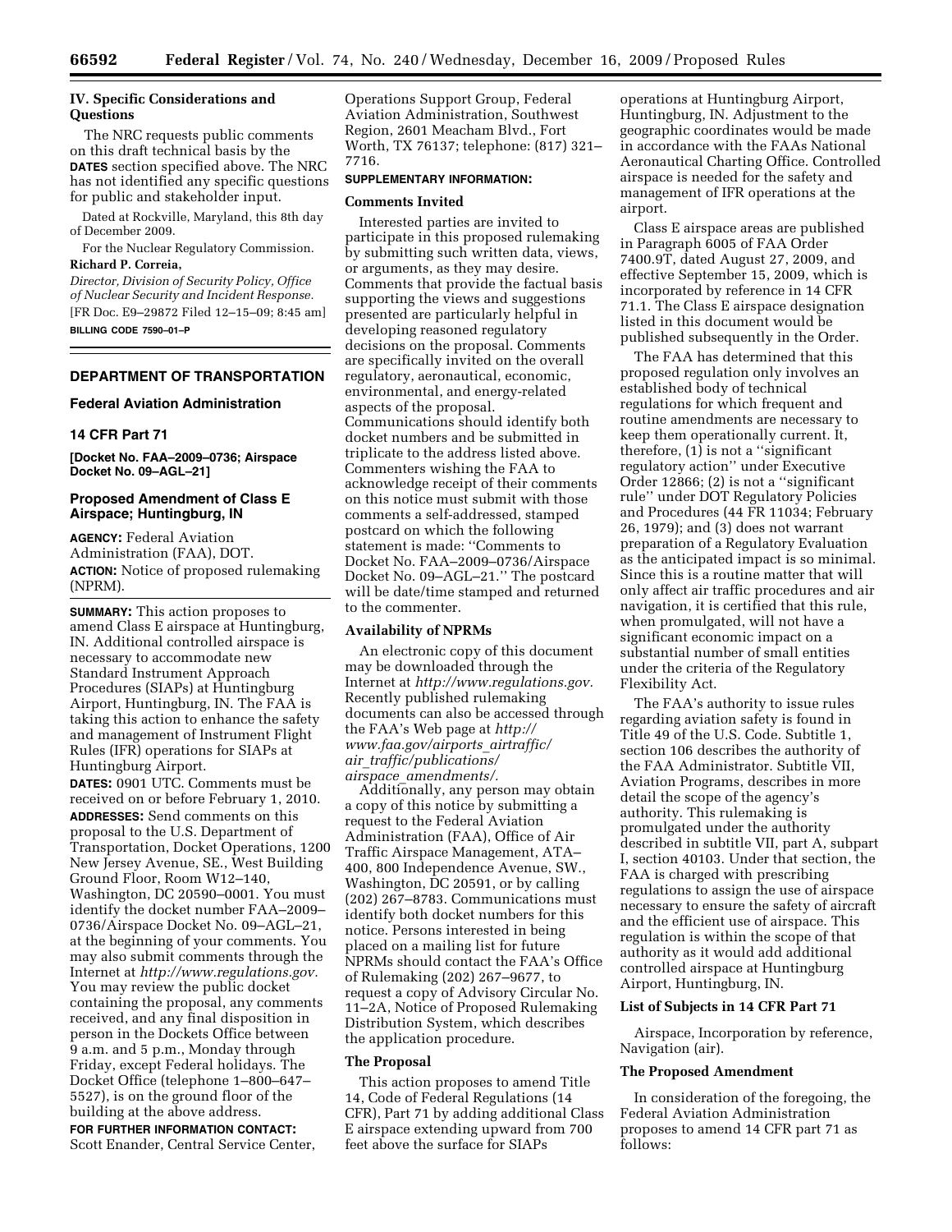## IV. Specific Considerations and Questions

The NRC requests public comments on this draft technical basis by the **DATES** section specified above. The NRC has not identified any specific questions for public and stakeholder input.

Dated at Rockville, Maryland, this 8th day of December 2009.

For the Nuclear Regulatory Commission.

**Richard P. Correia,**

*Director, Division of Security Policy, Office of Nuclear Security and Incident Response.*

[FR Doc. E9–29872 Filed 12–15–09; 8:45 am]

**BILLING CODE 7590–01–P**

---

## DEPARTMENT OF TRANSPORTATION

### Federal Aviation Administration

### 14 CFR Part 71

**[Docket No. FAA–2009–0736; Airspace Docket No. 09–AGL–21]**

### Proposed Amendment of Class E Airspace; Huntingburg, IN

**AGENCY:** Federal Aviation Administration (FAA), DOT.

**ACTION:** Notice of proposed rulemaking (NPRM).

**SUMMARY:** This action proposes to amend Class E airspace at Huntingburg, IN. Additional controlled airspace is necessary to accommodate new Standard Instrument Approach Procedures (SIAPs) at Huntingburg Airport, Huntingburg, IN. The FAA is taking this action to enhance the safety and management of Instrument Flight Rules (IFR) operations for SIAPs at Huntingburg Airport.

**DATES:** 0901 UTC. Comments must be received on or before February 1, 2010.

**ADDRESSES:** Send comments on this proposal to the U.S. Department of Transportation, Docket Operations, 1200 New Jersey Avenue, SE., West Building Ground Floor, Room W12–140, Washington, DC 20590–0001. You must identify the docket number FAA–2009–0736/Airspace Docket No. 09–AGL–21, at the beginning of your comments. You may also submit comments through the Internet at *http://www.regulations.gov.* You may review the public docket containing the proposal, any comments received, and any final disposition in person in the Dockets Office between 9 a.m. and 5 p.m., Monday through Friday, except Federal holidays. The Docket Office (telephone 1–800–647–5527), is on the ground floor of the building at the above address.

**FOR FURTHER INFORMATION CONTACT:** Scott Enander, Central Service Center, Operations Support Group, Federal Aviation Administration, Southwest Region, 2601 Meacham Blvd., Fort Worth, TX 76137; telephone: (817) 321–7716.

**SUPPLEMENTARY INFORMATION:**

#### Comments Invited

Interested parties are invited to participate in this proposed rulemaking by submitting such written data, views, or arguments, as they may desire. Comments that provide the factual basis supporting the views and suggestions presented are particularly helpful in developing reasoned regulatory decisions on the proposal. Comments are specifically invited on the overall regulatory, aeronautical, economic, environmental, and energy-related aspects of the proposal. Communications should identify both docket numbers and be submitted in triplicate to the address listed above. Commenters wishing the FAA to acknowledge receipt of their comments on this notice must submit with those comments a self-addressed, stamped postcard on which the following statement is made: ''Comments to Docket No. FAA–2009–0736/Airspace Docket No. 09–AGL–21.'' The postcard will be date/time stamped and returned to the commenter.

#### Availability of NPRMs

An electronic copy of this document may be downloaded through the Internet at *http://www.regulations.gov.* Recently published rulemaking documents can also be accessed through the FAA's Web page at *http://www.faa.gov/airports_airtraffic/air_traffic/publications/airspace_amendments/.*

Additionally, any person may obtain a copy of this notice by submitting a request to the Federal Aviation Administration (FAA), Office of Air Traffic Airspace Management, ATA–400, 800 Independence Avenue, SW., Washington, DC 20591, or by calling (202) 267–8783. Communications must identify both docket numbers for this notice. Persons interested in being placed on a mailing list for future NPRMs should contact the FAA's Office of Rulemaking (202) 267–9677, to request a copy of Advisory Circular No. 11–2A, Notice of Proposed Rulemaking Distribution System, which describes the application procedure.

#### The Proposal

This action proposes to amend Title 14, Code of Federal Regulations (14 CFR), Part 71 by adding additional Class E airspace extending upward from 700 feet above the surface for SIAPs operations at Huntingburg Airport, Huntingburg, IN. Adjustment to the geographic coordinates would be made in accordance with the FAAs National Aeronautical Charting Office. Controlled airspace is needed for the safety and management of IFR operations at the airport.

Class E airspace areas are published in Paragraph 6005 of FAA Order 7400.9T, dated August 27, 2009, and effective September 15, 2009, which is incorporated by reference in 14 CFR 71.1. The Class E airspace designation listed in this document would be published subsequently in the Order.

The FAA has determined that this proposed regulation only involves an established body of technical regulations for which frequent and routine amendments are necessary to keep them operationally current. It, therefore, (1) is not a ''significant regulatory action'' under Executive Order 12866; (2) is not a ''significant rule'' under DOT Regulatory Policies and Procedures (44 FR 11034; February 26, 1979); and (3) does not warrant preparation of a Regulatory Evaluation as the anticipated impact is so minimal. Since this is a routine matter that will only affect air traffic procedures and air navigation, it is certified that this rule, when promulgated, will not have a significant economic impact on a substantial number of small entities under the criteria of the Regulatory Flexibility Act.

The FAA's authority to issue rules regarding aviation safety is found in Title 49 of the U.S. Code. Subtitle 1, section 106 describes the authority of the FAA Administrator. Subtitle VII, Aviation Programs, describes in more detail the scope of the agency's authority. This rulemaking is promulgated under the authority described in subtitle VII, part A, subpart I, section 40103. Under that section, the FAA is charged with prescribing regulations to assign the use of airspace necessary to ensure the safety of aircraft and the efficient use of airspace. This regulation is within the scope of that authority as it would add additional controlled airspace at Huntingburg Airport, Huntingburg, IN.

#### List of Subjects in 14 CFR Part 71

Airspace, Incorporation by reference, Navigation (air).

#### The Proposed Amendment

In consideration of the foregoing, the Federal Aviation Administration proposes to amend 14 CFR part 71 as follows: